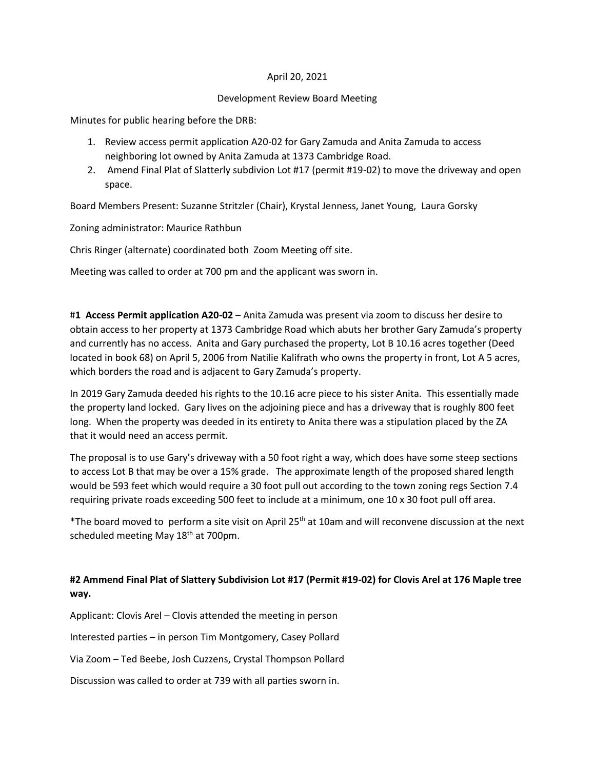April 20, 2021

Development Review Board Meeting

Minutes for public hearing before the DRB:

1. Review access permit application A20-02 for Gary Zamuda and Anita Zamuda to access neighboring lot owned by Anita Zamuda at 1373 Cambridge Road.
2. Amend Final Plat of Slatterly subdivion Lot #17 (permit #19-02) to move the driveway and open space.

Board Members Present: Suzanne Stritzler (Chair), Krystal Jenness, Janet Young, Laura Gorsky

Zoning administrator: Maurice Rathbun

Chris Ringer (alternate) coordinated both Zoom Meeting off site.

Meeting was called to order at 700 pm and the applicant was sworn in.

#1 **Access Permit application A20-02** – Anita Zamuda was present via zoom to discuss her desire to obtain access to her property at 1373 Cambridge Road which abuts her brother Gary Zamuda's property and currently has no access. Anita and Gary purchased the property, Lot B 10.16 acres together (Deed located in book 68) on April 5, 2006 from Natilie Kalifrath who owns the property in front, Lot A 5 acres, which borders the road and is adjacent to Gary Zamuda's property.

In 2019 Gary Zamuda deeded his rights to the 10.16 acre piece to his sister Anita. This essentially made the property land locked. Gary lives on the adjoining piece and has a driveway that is roughly 800 feet long. When the property was deeded in its entirety to Anita there was a stipulation placed by the ZA that it would need an access permit.

The proposal is to use Gary's driveway with a 50 foot right a way, which does have some steep sections to access Lot B that may be over a 15% grade. The approximate length of the proposed shared length would be 593 feet which would require a 30 foot pull out according to the town zoning regs Section 7.4 requiring private roads exceeding 500 feet to include at a minimum, one 10 x 30 foot pull off area.

*The board moved to perform a site visit on April 25th at 10am and will reconvene discussion at the next scheduled meeting May 18th at 700pm.

**#2 Ammend Final Plat of Slattery Subdivision Lot #17 (Permit #19-02) for Clovis Arel at 176 Maple tree way.**

Applicant: Clovis Arel – Clovis attended the meeting in person

Interested parties – in person Tim Montgomery, Casey Pollard

Via Zoom – Ted Beebe, Josh Cuzzens, Crystal Thompson Pollard

Discussion was called to order at 739 with all parties sworn in.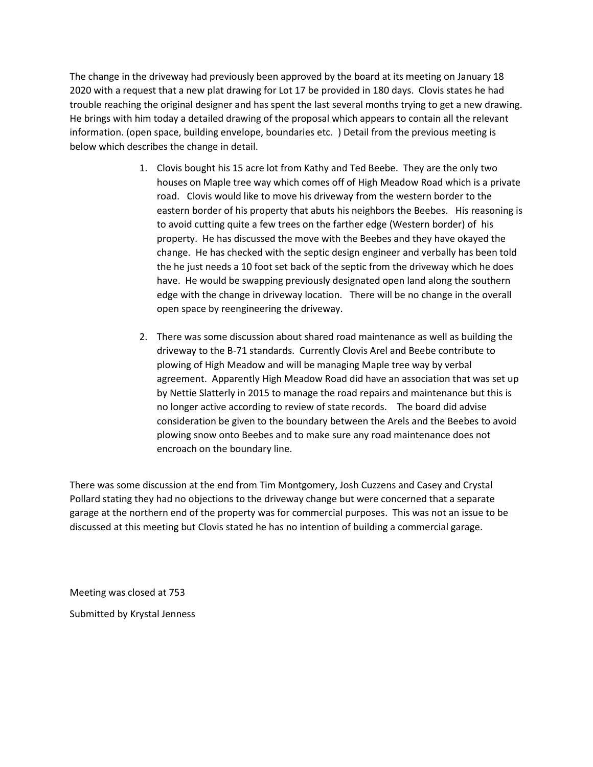The change in the driveway had previously been approved by the board at its meeting on January 18 2020 with a request that a new plat drawing for Lot 17 be provided in 180 days. Clovis states he had trouble reaching the original designer and has spent the last several months trying to get a new drawing. He brings with him today a detailed drawing of the proposal which appears to contain all the relevant information. (open space, building envelope, boundaries etc. ) Detail from the previous meeting is below which describes the change in detail.

1. Clovis bought his 15 acre lot from Kathy and Ted Beebe. They are the only two houses on Maple tree way which comes off of High Meadow Road which is a private road. Clovis would like to move his driveway from the western border to the eastern border of his property that abuts his neighbors the Beebes. His reasoning is to avoid cutting quite a few trees on the farther edge (Western border) of his property. He has discussed the move with the Beebes and they have okayed the change. He has checked with the septic design engineer and verbally has been told the he just needs a 10 foot set back of the septic from the driveway which he does have. He would be swapping previously designated open land along the southern edge with the change in driveway location. There will be no change in the overall open space by reengineering the driveway.

2. There was some discussion about shared road maintenance as well as building the driveway to the B-71 standards. Currently Clovis Arel and Beebe contribute to plowing of High Meadow and will be managing Maple tree way by verbal agreement. Apparently High Meadow Road did have an association that was set up by Nettie Slatterly in 2015 to manage the road repairs and maintenance but this is no longer active according to review of state records. The board did advise consideration be given to the boundary between the Arels and the Beebes to avoid plowing snow onto Beebes and to make sure any road maintenance does not encroach on the boundary line.

There was some discussion at the end from Tim Montgomery, Josh Cuzzens and Casey and Crystal Pollard stating they had no objections to the driveway change but were concerned that a separate garage at the northern end of the property was for commercial purposes. This was not an issue to be discussed at this meeting but Clovis stated he has no intention of building a commercial garage.

Meeting was closed at 753

Submitted by Krystal Jenness